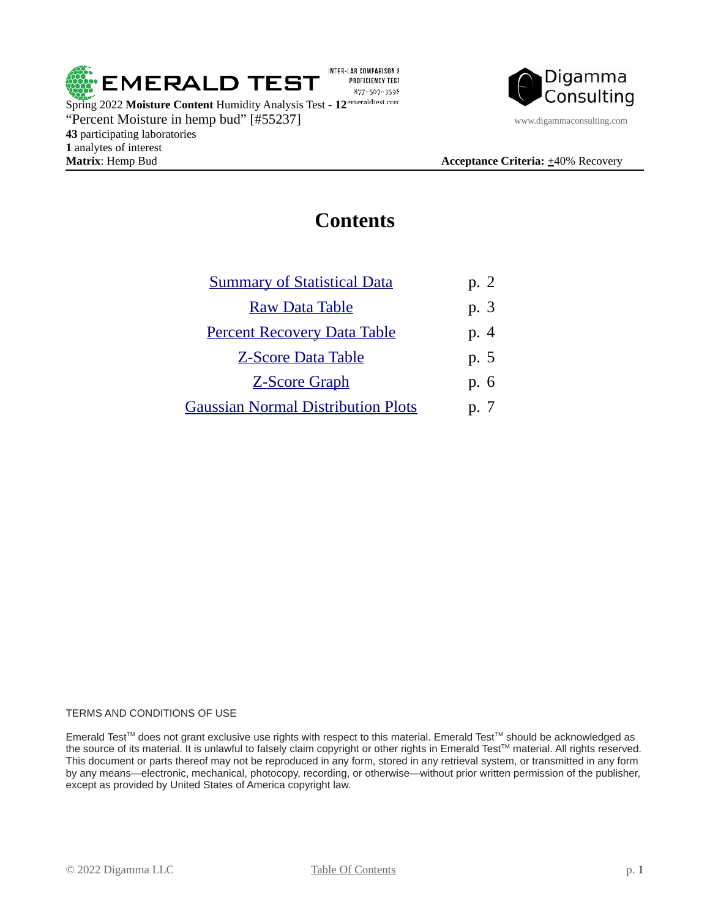EMERALD TEST — INTER-LAB COMPARISON & PROFICIENCY TEST — 877-567-3598 — emeraldtest.com

Digamma Consulting — www.digammaconsulting.com

Spring 2022 **Moisture Content** Humidity Analysis Test - **12**
"Percent Moisture in hemp bud" [#55237]
**43** participating laboratories
**1** analytes of interest
**Matrix**: Hemp Bud

**Acceptance Criteria:** ±40% Recovery

# Contents

| | |
|---|---|
| Summary of Statistical Data | p. 2 |
| Raw Data Table | p. 3 |
| Percent Recovery Data Table | p. 4 |
| Z-Score Data Table | p. 5 |
| Z-Score Graph | p. 6 |
| Gaussian Normal Distribution Plots | p. 7 |

TERMS AND CONDITIONS OF USE

Emerald Test™ does not grant exclusive use rights with respect to this material. Emerald Test™ should be acknowledged as the source of its material. It is unlawful to falsely claim copyright or other rights in Emerald Test™ material. All rights reserved. This document or parts thereof may not be reproduced in any form, stored in any retrieval system, or transmitted in any form by any means—electronic, mechanical, photocopy, recording, or otherwise—without prior written permission of the publisher, except as provided by United States of America copyright law.

© 2022 Digamma LLC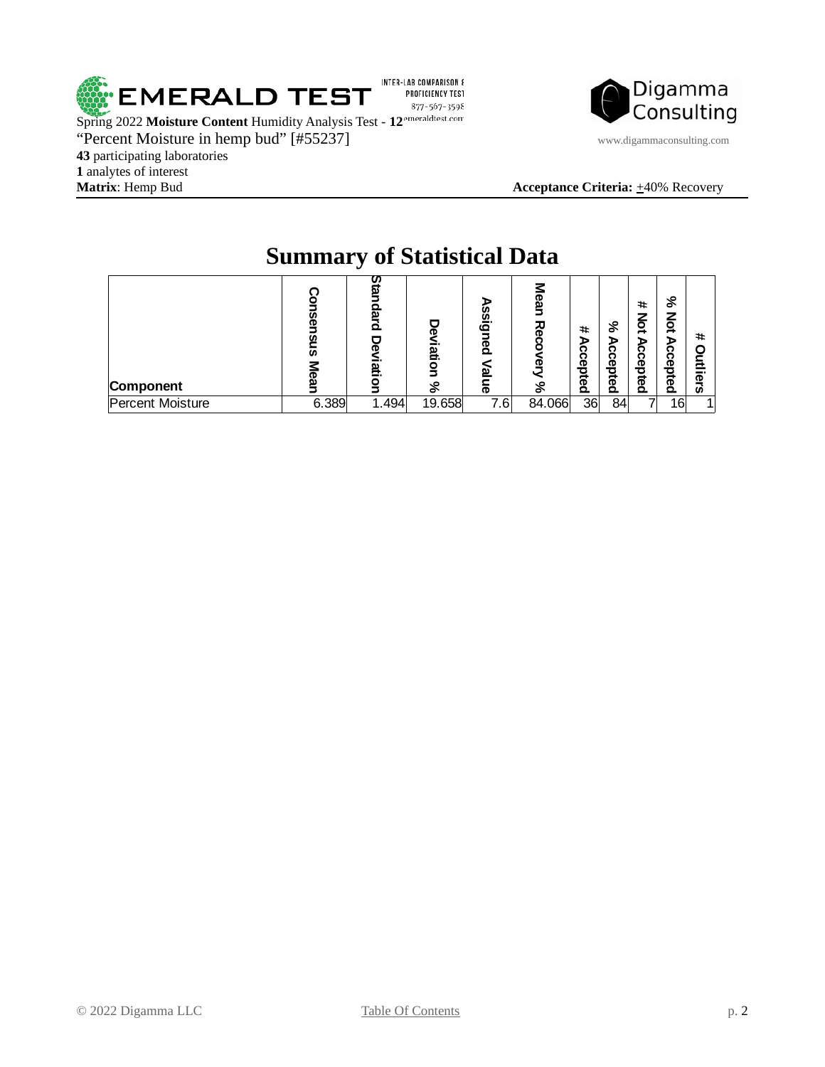EMERALD TEST

INTER-LAB COMPARISON & PROFICIENCY TEST
877-567-3598
emeraldtest.com

Digamma Consulting
www.digammaconsulting.com

Spring 2022 **Moisture Content** Humidity Analysis Test - **12**
"Percent Moisture in hemp bud" [#55237]
**43** participating laboratories
**1** analytes of interest
**Matrix**: Hemp Bud

**Acceptance Criteria:** ±40% Recovery

# Summary of Statistical Data

| Component | Consensus Mean | Standard Deviation | Deviation % | Assigned Value | Mean Recovery % | # Accepted | % Accepted | # Not Accepted | % Not Accepted | # Outliers |
|---|---|---|---|---|---|---|---|---|---|---|
| Percent Moisture | 6.389 | 1.494 | 19.658 | 7.6 | 84.066 | 36 | 84 | 7 | 16 | 1 |

© 2022 Digamma LLC

Table Of Contents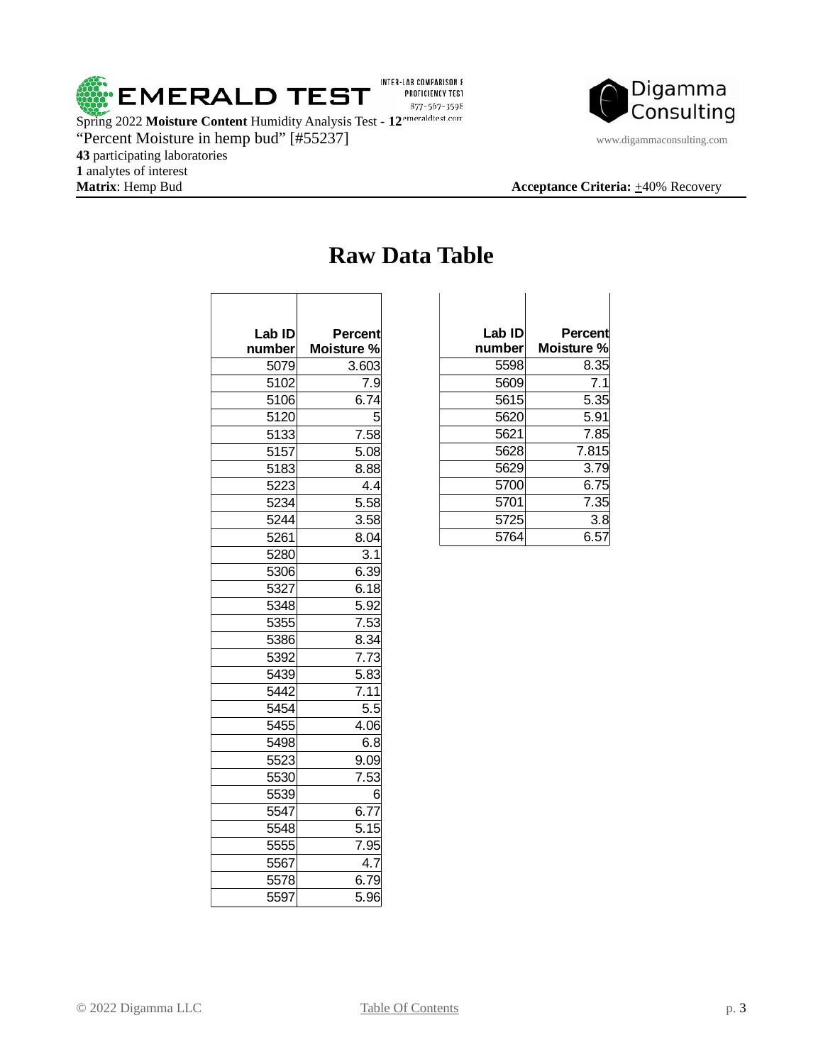Spring 2022 **Moisture Content** Humidity Analysis Test - **12**
"Percent Moisture in hemp bud" [#55237]
**43** participating laboratories
**1** analytes of interest
**Matrix**: Hemp Bud

**Acceptance Criteria:** ±40% Recovery

# Raw Data Table

| Lab ID number | Percent Moisture % |
|---|---|
| 5079 | 3.603 |
| 5102 | 7.9 |
| 5106 | 6.74 |
| 5120 | 5 |
| 5133 | 7.58 |
| 5157 | 5.08 |
| 5183 | 8.88 |
| 5223 | 4.4 |
| 5234 | 5.58 |
| 5244 | 3.58 |
| 5261 | 8.04 |
| 5280 | 3.1 |
| 5306 | 6.39 |
| 5327 | 6.18 |
| 5348 | 5.92 |
| 5355 | 7.53 |
| 5386 | 8.34 |
| 5392 | 7.73 |
| 5439 | 5.83 |
| 5442 | 7.11 |
| 5454 | 5.5 |
| 5455 | 4.06 |
| 5498 | 6.8 |
| 5523 | 9.09 |
| 5530 | 7.53 |
| 5539 | 6 |
| 5547 | 6.77 |
| 5548 | 5.15 |
| 5555 | 7.95 |
| 5567 | 4.7 |
| 5578 | 6.79 |
| 5597 | 5.96 |
| 5598 | 8.35 |
| 5609 | 7.1 |
| 5615 | 5.35 |
| 5620 | 5.91 |
| 5621 | 7.85 |
| 5628 | 7.815 |
| 5629 | 3.79 |
| 5700 | 6.75 |
| 5701 | 7.35 |
| 5725 | 3.8 |
| 5764 | 6.57 |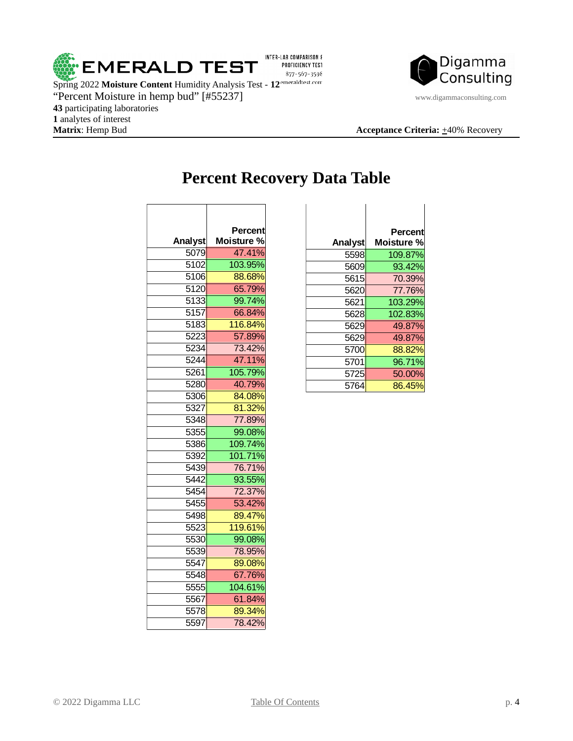EMERALD TEST

INTER-LAB COMPARISON & PROFICIENCY TEST
877-567-3598
emeraldtest.com

Digamma Consulting
www.digammaconsulting.com

Spring 2022 **Moisture Content** Humidity Analysis Test - **12**
"Percent Moisture in hemp bud" [#55237]
**43** participating laboratories
**1** analytes of interest
**Matrix**: Hemp Bud

**Acceptance Criteria:** ±40% Recovery

# Percent Recovery Data Table

| Analyst | Percent Moisture % |
|---|---|
| 5079 | 47.41% |
| 5102 | 103.95% |
| 5106 | 88.68% |
| 5120 | 65.79% |
| 5133 | 99.74% |
| 5157 | 66.84% |
| 5183 | 116.84% |
| 5223 | 57.89% |
| 5234 | 73.42% |
| 5244 | 47.11% |
| 5261 | 105.79% |
| 5280 | 40.79% |
| 5306 | 84.08% |
| 5327 | 81.32% |
| 5348 | 77.89% |
| 5355 | 99.08% |
| 5386 | 109.74% |
| 5392 | 101.71% |
| 5439 | 76.71% |
| 5442 | 93.55% |
| 5454 | 72.37% |
| 5455 | 53.42% |
| 5498 | 89.47% |
| 5523 | 119.61% |
| 5530 | 99.08% |
| 5539 | 78.95% |
| 5547 | 89.08% |
| 5548 | 67.76% |
| 5555 | 104.61% |
| 5567 | 61.84% |
| 5578 | 89.34% |
| 5597 | 78.42% |

| Analyst | Percent Moisture % |
|---|---|
| 5598 | 109.87% |
| 5609 | 93.42% |
| 5615 | 70.39% |
| 5620 | 77.76% |
| 5621 | 103.29% |
| 5628 | 102.83% |
| 5629 | 49.87% |
| 5629 | 49.87% |
| 5700 | 88.82% |
| 5701 | 96.71% |
| 5725 | 50.00% |
| 5764 | 86.45% |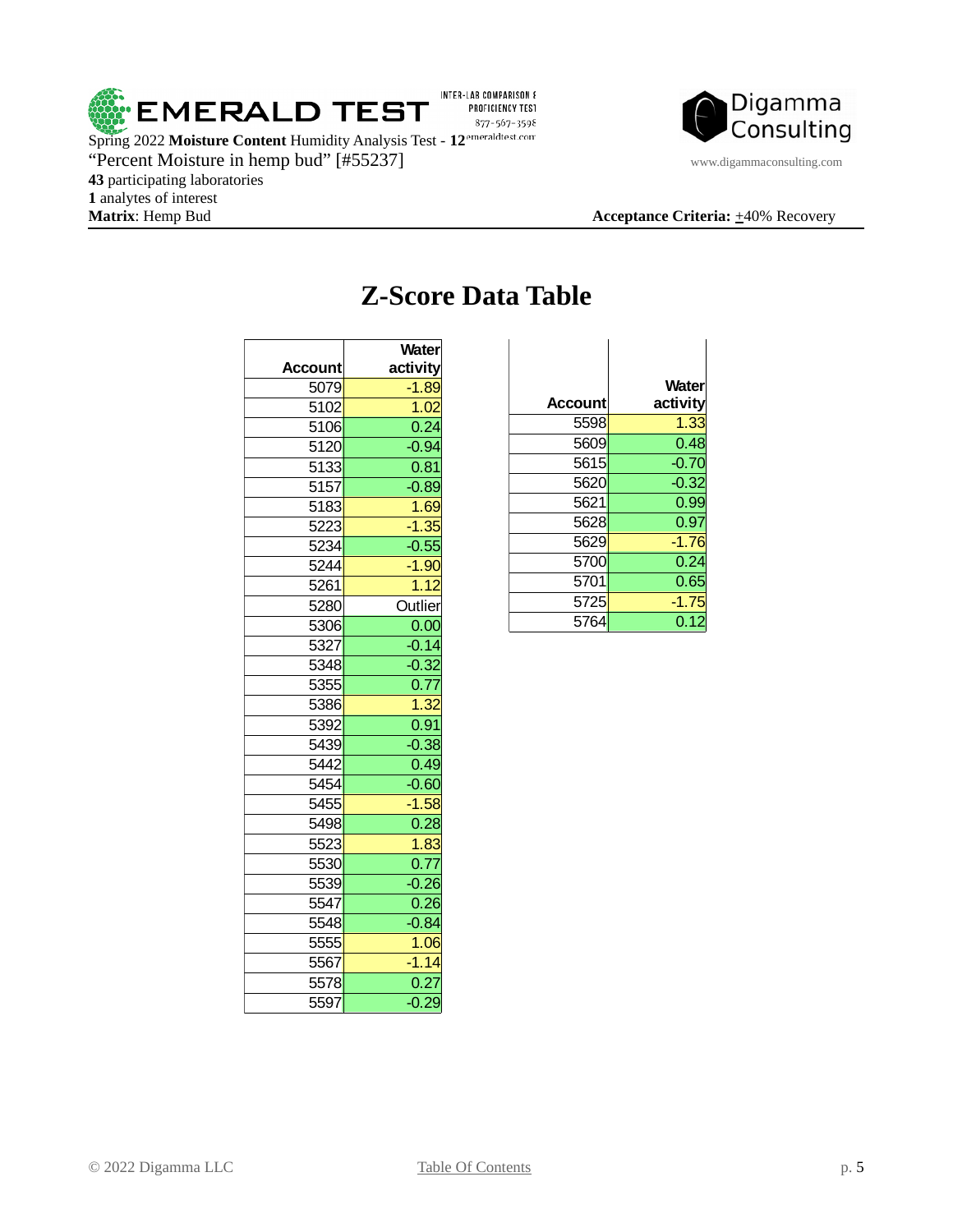Spring 2022 **Moisture Content** Humidity Analysis Test - **12**
"Percent Moisture in hemp bud" [#55237]
**43** participating laboratories
**1** analytes of interest
**Matrix**: Hemp Bud

**Acceptance Criteria:** ±40% Recovery

# Z-Score Data Table

| Account | Water activity |
|---|---|
| 5079 | -1.89 |
| 5102 | 1.02 |
| 5106 | 0.24 |
| 5120 | -0.94 |
| 5133 | 0.81 |
| 5157 | -0.89 |
| 5183 | 1.69 |
| 5223 | -1.35 |
| 5234 | -0.55 |
| 5244 | -1.90 |
| 5261 | 1.12 |
| 5280 | Outlier |
| 5306 | 0.00 |
| 5327 | -0.14 |
| 5348 | -0.32 |
| 5355 | 0.77 |
| 5386 | 1.32 |
| 5392 | 0.91 |
| 5439 | -0.38 |
| 5442 | 0.49 |
| 5454 | -0.60 |
| 5455 | -1.58 |
| 5498 | 0.28 |
| 5523 | 1.83 |
| 5530 | 0.77 |
| 5539 | -0.26 |
| 5547 | 0.26 |
| 5548 | -0.84 |
| 5555 | 1.06 |
| 5567 | -1.14 |
| 5578 | 0.27 |
| 5597 | -0.29 |

| Account | Water activity |
|---|---|
| 5598 | 1.33 |
| 5609 | 0.48 |
| 5615 | -0.70 |
| 5620 | -0.32 |
| 5621 | 0.99 |
| 5628 | 0.97 |
| 5629 | -1.76 |
| 5700 | 0.24 |
| 5701 | 0.65 |
| 5725 | -1.75 |
| 5764 | 0.12 |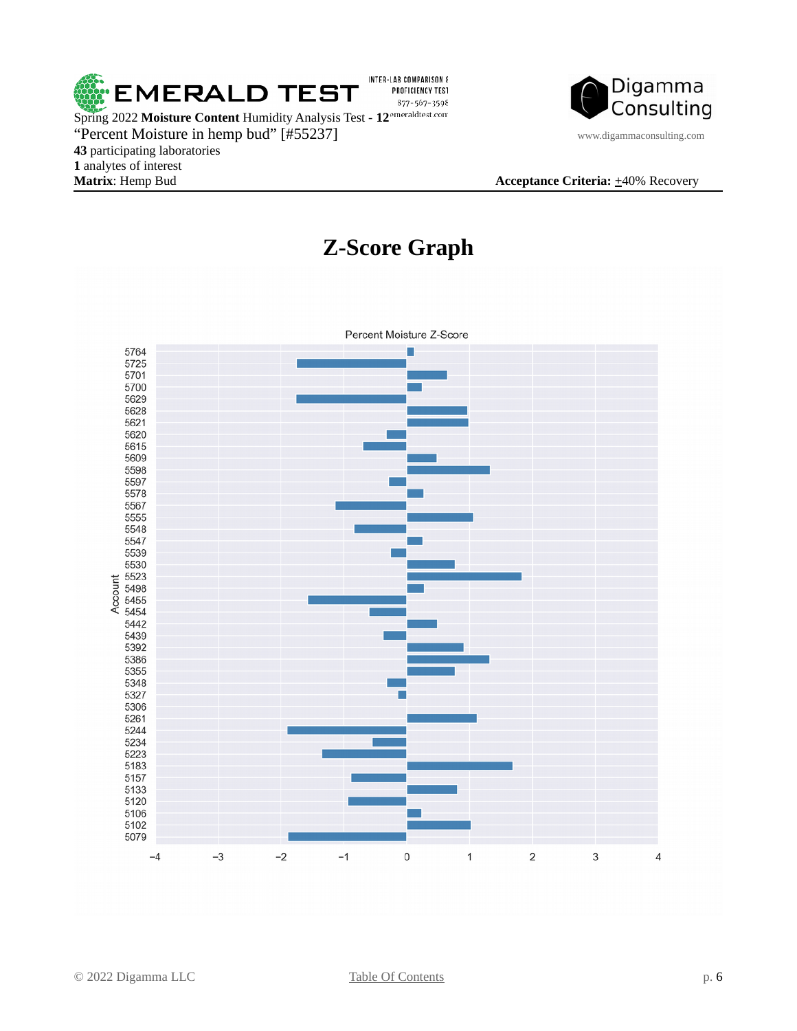Spring 2022 **Moisture Content** Humidity Analysis Test - **12**
"Percent Moisture in hemp bud" [#55237]
**43** participating laboratories
**1** analytes of interest
**Matrix**: Hemp Bud

**Acceptance Criteria:** ±40% Recovery

# Z-Score Graph

Percent Moisture Z-Score

Account: 5764, 5725, 5701, 5700, 5629, 5628, 5621, 5620, 5615, 5609, 5598, 5597, 5578, 5567, 5555, 5548, 5547, 5539, 5530, 5523, 5498, 5455, 5454, 5442, 5439, 5392, 5386, 5355, 5348, 5327, 5306, 5261, 5244, 5234, 5223, 5183, 5157, 5133, 5120, 5106, 5102, 5079

−4 −3 −2 −1 0 1 2 3 4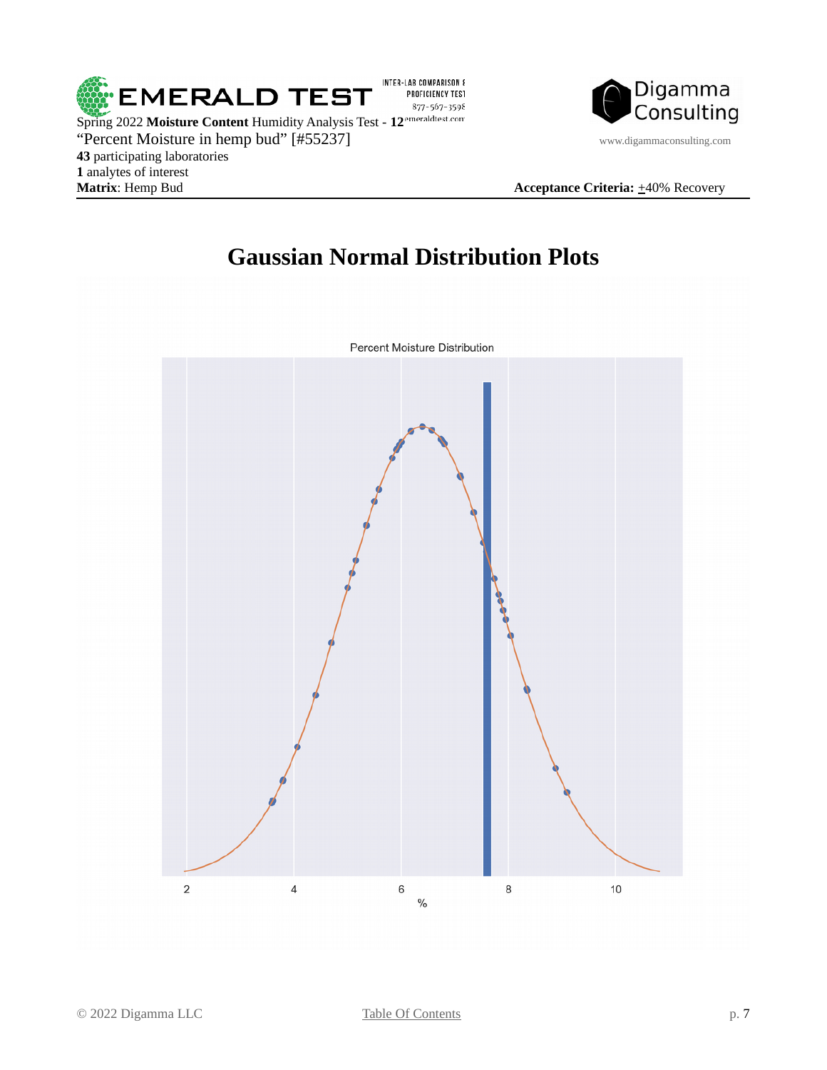Spring 2022 **Moisture Content** Humidity Analysis Test - **12**

"Percent Moisture in hemp bud" [#55237]

**43** participating laboratories

**1** analytes of interest

**Matrix**: Hemp Bud

**Acceptance Criteria:** ±40% Recovery

# Gaussian Normal Distribution Plots

Percent Moisture Distribution

2
4
6
8
10

%